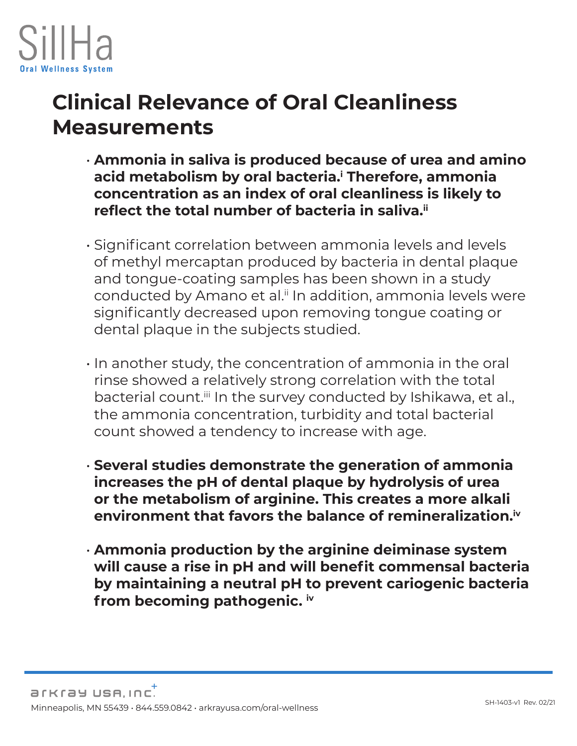SillHa
Oral Wellness System

# Clinical Relevance of Oral Cleanliness Measurements

- **Ammonia in saliva is produced because of urea and amino acid metabolism by oral bacteria.[i] Therefore, ammonia concentration as an index of oral cleanliness is likely to reflect the total number of bacteria in saliva.[ii]**

- Significant correlation between ammonia levels and levels of methyl mercaptan produced by bacteria in dental plaque and tongue-coating samples has been shown in a study conducted by Amano et al.[ii] In addition, ammonia levels were significantly decreased upon removing tongue coating or dental plaque in the subjects studied.

- In another study, the concentration of ammonia in the oral rinse showed a relatively strong correlation with the total bacterial count.[iii] In the survey conducted by Ishikawa, et al., the ammonia concentration, turbidity and total bacterial count showed a tendency to increase with age.

- **Several studies demonstrate the generation of ammonia increases the pH of dental plaque by hydrolysis of urea or the metabolism of arginine. This creates a more alkali environment that favors the balance of remineralization.[iv]**

- **Ammonia production by the arginine deiminase system will cause a rise in pH and will benefit commensal bacteria by maintaining a neutral pH to prevent cariogenic bacteria from becoming pathogenic.[iv]**

arkray USA, Inc.
Minneapolis, MN 55439 • 844.559.0842 • arkrayusa.com/oral-wellness

SH-1403-v1 Rev. 02/21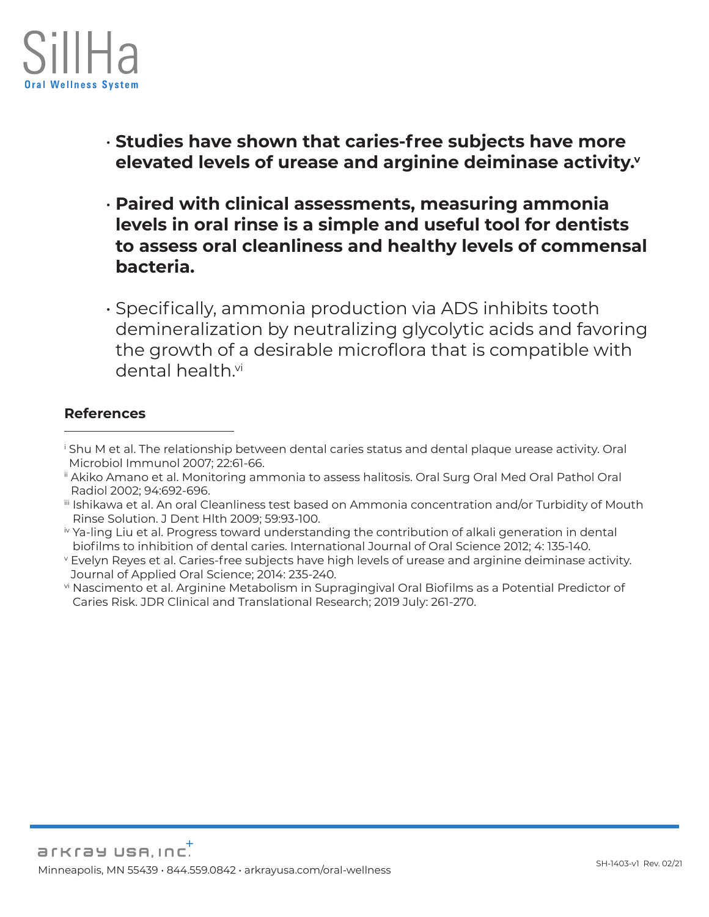# SillHa

Oral Wellness System

- **Studies have shown that caries-free subjects have more elevated levels of urease and arginine deiminase activity.[v]**
- **Paired with clinical assessments, measuring ammonia levels in oral rinse is a simple and useful tool for dentists to assess oral cleanliness and healthy levels of commensal bacteria.**
- Specifically, ammonia production via ADS inhibits tooth demineralization by neutralizing glycolytic acids and favoring the growth of a desirable microflora that is compatible with dental health.[vi]

## References

[i] Shu M et al. The relationship between dental caries status and dental plaque urease activity. Oral Microbiol Immunol 2007; 22:61-66.

[ii] Akiko Amano et al. Monitoring ammonia to assess halitosis. Oral Surg Oral Med Oral Pathol Oral Radiol 2002; 94:692-696.

[iii] Ishikawa et al. An oral Cleanliness test based on Ammonia concentration and/or Turbidity of Mouth Rinse Solution. J Dent Hlth 2009; 59:93-100.

[iv] Ya-ling Liu et al. Progress toward understanding the contribution of alkali generation in dental biofilms to inhibition of dental caries. International Journal of Oral Science 2012; 4: 135-140.

[v] Evelyn Reyes et al. Caries-free subjects have high levels of urease and arginine deiminase activity. Journal of Applied Oral Science; 2014: 235-240.

[vi] Nascimento et al. Arginine Metabolism in Supragingival Oral Biofilms as a Potential Predictor of Caries Risk. JDR Clinical and Translational Research; 2019 July: 261-270.

arkray USA, Inc.

Minneapolis, MN 55439 • 844.559.0842 • arkrayusa.com/oral-wellness

SH-1403-v1 Rev. 02/21